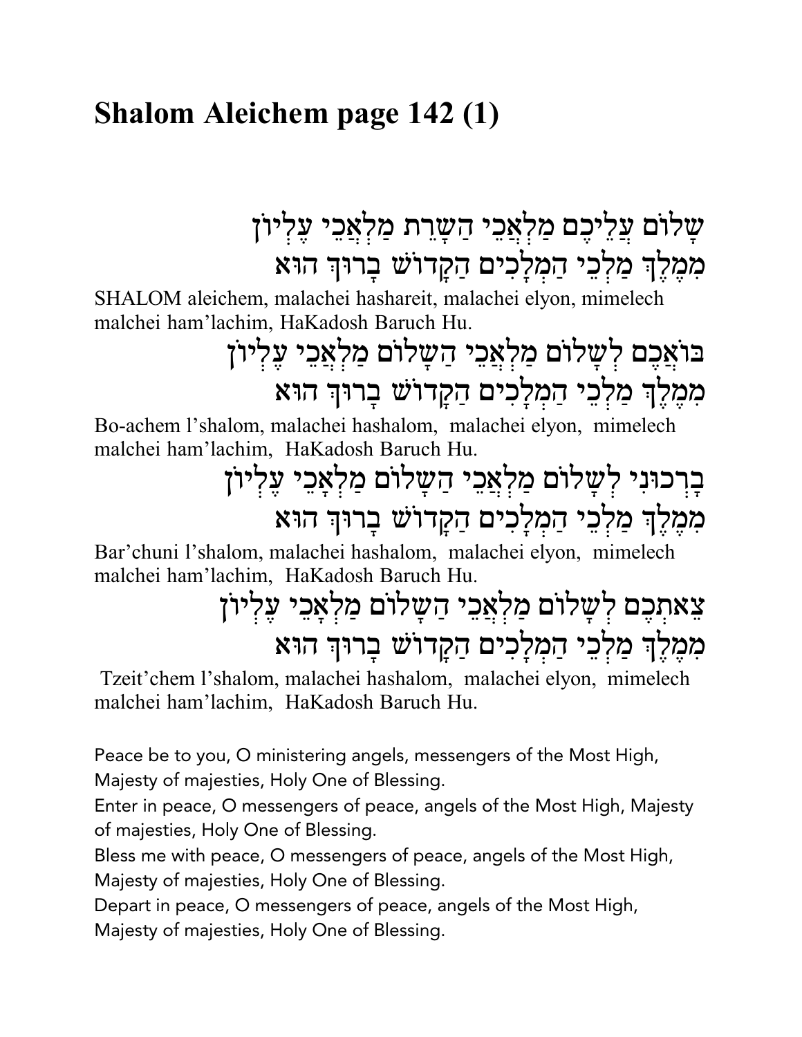# Shalom Aleichem page 142 (1)

שָׁלוֹם עֲלֵיכֶם מַלְאֲכֵי הַשָּׁרֵת מַלְאֲכֵי עֶלְיוֹן
מִמֶּלֶךְ מַלְכֵי הַמְּלָכִים הַקָּדוֹשׁ בָּרוּךְ הוּא

SHALOM aleichem, malachei hashareit, malachei elyon, mimelech malchei ham'lachim, HaKadosh Baruch Hu.

בּוֹאֲכֶם לְשָׁלוֹם מַלְאֲכֵי הַשָּׁלוֹם מַלְאֲכֵי עֶלְיוֹן
מִמֶּלֶךְ מַלְכֵי הַמְּלָכִים הַקָּדוֹשׁ בָּרוּךְ הוּא

Bo-achem l'shalom, malachei hashalom, malachei elyon, mimelech malchei ham'lachim, HaKadosh Baruch Hu.

בָּרְכוּנִי לְשָׁלוֹם מַלְאֲכֵי הַשָּׁלוֹם מַלְאֲכֵי עֶלְיוֹן
מִמֶּלֶךְ מַלְכֵי הַמְּלָכִים הַקָּדוֹשׁ בָּרוּךְ הוּא

Bar'chuni l'shalom, malachei hashalom, malachei elyon, mimelech malchei ham'lachim, HaKadosh Baruch Hu.

צֵאתְכֶם לְשָׁלוֹם מַלְאֲכֵי הַשָּׁלוֹם מַלְאֲכֵי עֶלְיוֹן
מִמֶּלֶךְ מַלְכֵי הַמְּלָכִים הַקָּדוֹשׁ בָּרוּךְ הוּא

Tzeit'chem l'shalom, malachei hashalom, malachei elyon, mimelech malchei ham'lachim, HaKadosh Baruch Hu.

Peace be to you, O ministering angels, messengers of the Most High, Majesty of majesties, Holy One of Blessing.
Enter in peace, O messengers of peace, angels of the Most High, Majesty of majesties, Holy One of Blessing.
Bless me with peace, O messengers of peace, angels of the Most High, Majesty of majesties, Holy One of Blessing.
Depart in peace, O messengers of peace, angels of the Most High, Majesty of majesties, Holy One of Blessing.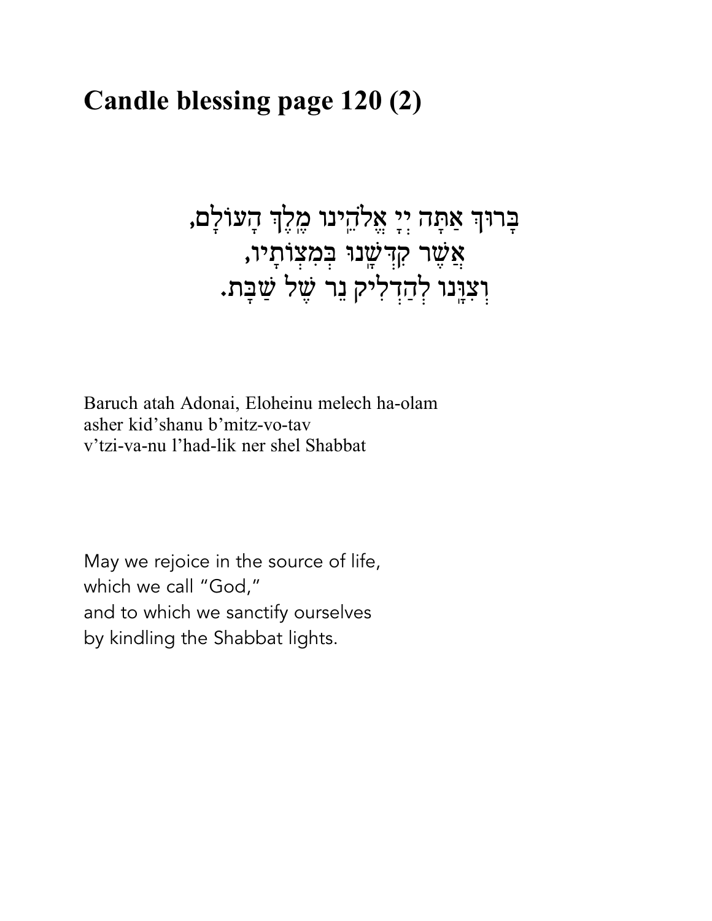# Candle blessing page 120 (2)

בָּרוּךְ אַתָּה יְיָ אֱלֹהֵינוּ מֶלֶךְ הָעוֹלָם,
אֲשֶׁר קִדְּשָׁנוּ בְּמִצְוֹתָיו,
וְצִוָּנוּ לְהַדְלִיק נֵר שֶׁל שַׁבָּת.

Baruch atah Adonai, Eloheinu melech ha-olam
asher kid'shanu b'mitz-vo-tav
v'tzi-va-nu l'had-lik ner shel Shabbat

May we rejoice in the source of life,
which we call "God,"
and to which we sanctify ourselves
by kindling the Shabbat lights.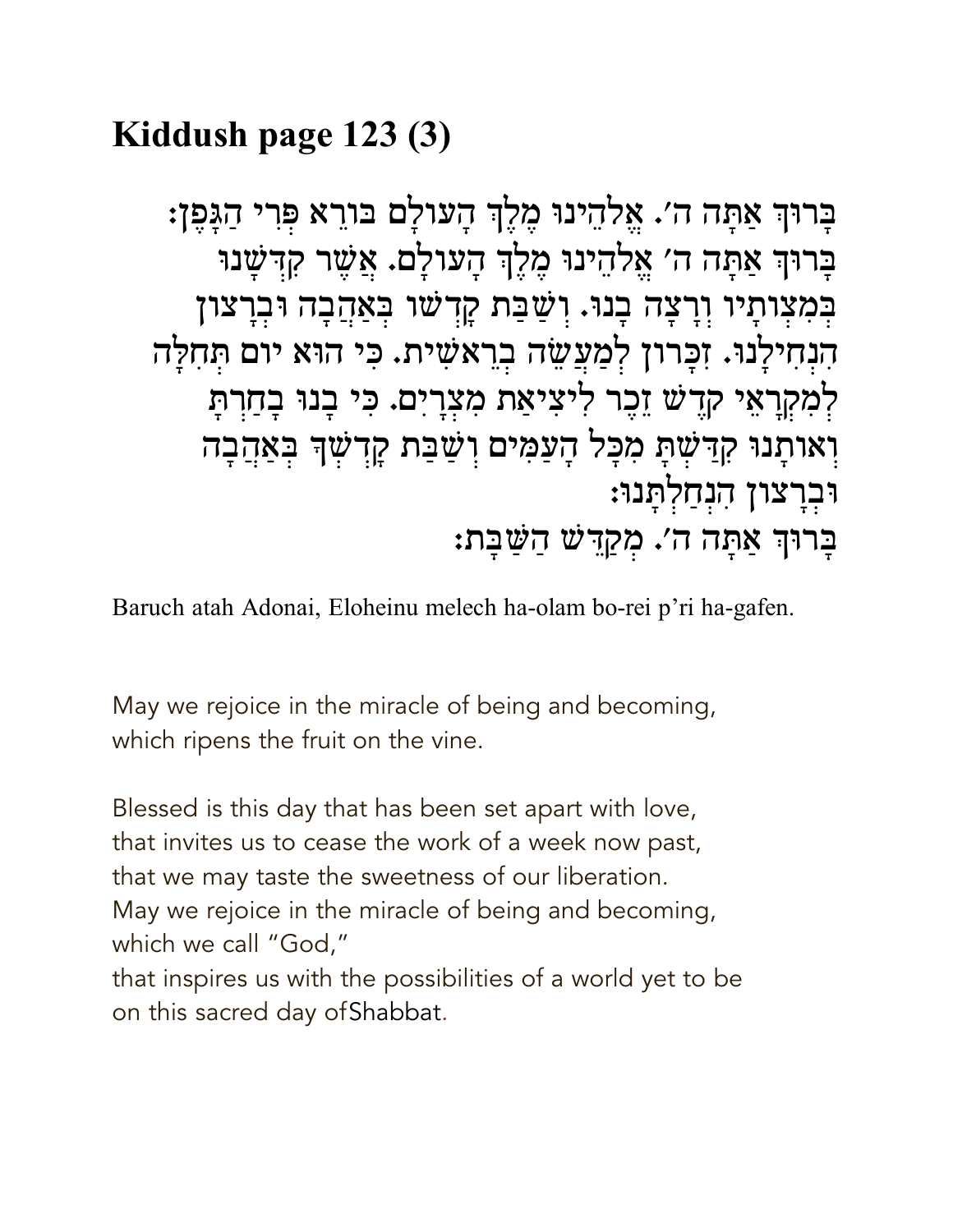## Kiddush page 123 (3)

בָּרוּךְ אַתָּה ה׳. אֱלֹהֵינוּ מֶלֶךְ הָעוֹלָם בּוֹרֵא פְּרִי הַגָּפֶן:
בָּרוּךְ אַתָּה ה׳ אֱלֹהֵינוּ מֶלֶךְ הָעוֹלָם. אֲשֶׁר קִדְּשָׁנוּ
בְּמִצְוֹתָיו וְרָצָה בָנוּ. וְשַׁבַּת קָדְשׁוֹ בְּאַהֲבָה וּבְרָצוֹן
הִנְחִילָנוּ. זִכָּרוֹן לְמַעֲשֵׂה בְרֵאשִׁית. כִּי הוּא יוֹם תְּחִלָּה
לְמִקְרָאֵי קֹדֶשׁ זֵכֶר לִיצִיאַת מִצְרָיִם. כִּי בָנוּ בָחַרְתָּ
וְאוֹתָנוּ קִדַּשְׁתָּ מִכָּל הָעַמִּים וְשַׁבַּת קָדְשְׁךָ בְּאַהֲבָה
וּבְרָצוֹן הִנְחַלְתָּנוּ:
בָּרוּךְ אַתָּה ה׳. מְקַדֵּשׁ הַשַּׁבָּת:

Baruch atah Adonai, Eloheinu melech ha-olam bo-rei p'ri ha-gafen.

May we rejoice in the miracle of being and becoming,
which ripens the fruit on the vine.

Blessed is this day that has been set apart with love,
that invites us to cease the work of a week now past,
that we may taste the sweetness of our liberation.
May we rejoice in the miracle of being and becoming,
which we call "God,"
that inspires us with the possibilities of a world yet to be
on this sacred day ofShabbat.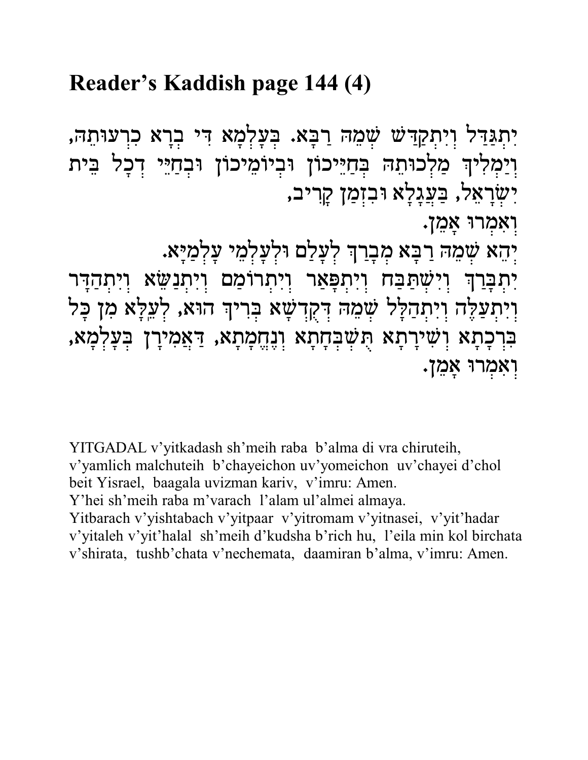## Reader's Kaddish page 144 (4)

יִתְגַּדַּל וְיִתְקַדַּשׁ שְׁמֵהּ רַבָּא. בְּעָלְמָא דִּי בְרָא כִרְעוּתֵהּ, וְיַמְלִיךְ מַלְכוּתֵהּ בְּחַיֵּיכוֹן וּבְיוֹמֵיכוֹן וּבְחַיֵּי דְכָל בֵּית יִשְׂרָאֵל, בַּעֲגָלָא וּבִזְמַן קָרִיב,
וְאִמְרוּ אָמֵן.
יְהֵא שְׁמֵהּ רַבָּא מְבָרַךְ לְעָלַם וּלְעָלְמֵי עָלְמַיָּא.
יִתְבָּרַךְ וְיִשְׁתַּבַּח וְיִתְפָּאַר וְיִתְרוֹמַם וְיִתְנַשֵּׂא וְיִתְהַדָּר וְיִתְעַלֶּה וְיִתְהַלָּל שְׁמֵהּ דְּקֻדְשָׁא בְּרִיךְ הוּא, לְעֵלָּא מִן כָּל בִּרְכָתָא וְשִׁירָתָא תֻּשְׁבְּחָתָא וְנֶחֱמָתָא, דַּאֲמִירָן בְּעָלְמָא,
וְאִמְרוּ אָמֵן.

YITGADAL v'yitkadash sh'meih raba b'alma di vra chiruteih,
v'yamlich malchuteih b'chayeichon uv'yomeichon uv'chayei d'chol beit Yisrael, baagala uvizman kariv, v'imru: Amen.
Y'hei sh'meih raba m'varach l'alam ul'almei almaya.
Yitbarach v'yishtabach v'yitpaar v'yitromam v'yitnasei, v'yit'hadar v'yitaleh v'yit'halal sh'meih d'kudsha b'rich hu, l'eila min kol birchata v'shirata, tushb'chata v'nechemata, daamiran b'alma, v'imru: Amen.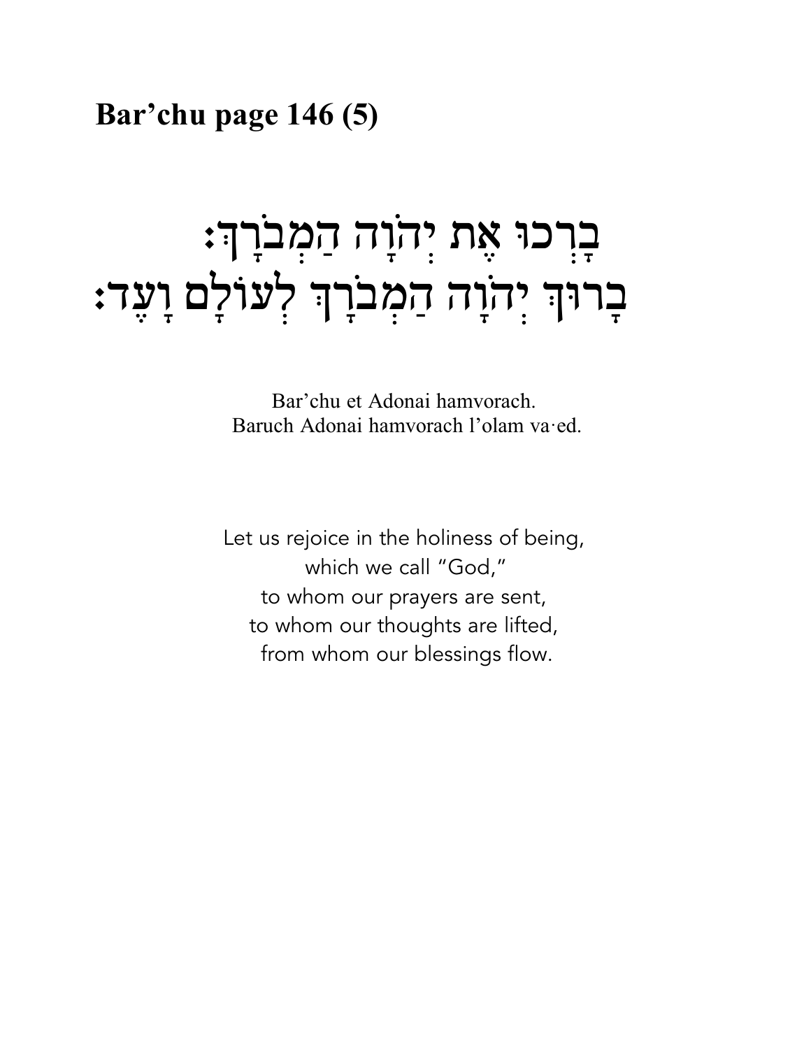# Bar’chu page 146 (5)

# בָּרְכוּ אֶת יְהֹוָה הַמְבֹרָךְ׃
# בָּרוּךְ יְהֹוָה הַמְבֹרָךְ לְעוֹלָם וָעֶד׃

Bar’chu et Adonai hamvorach.
Baruch Adonai hamvorach l’olam va·ed.

Let us rejoice in the holiness of being,
which we call “God,”
to whom our prayers are sent,
to whom our thoughts are lifted,
from whom our blessings flow.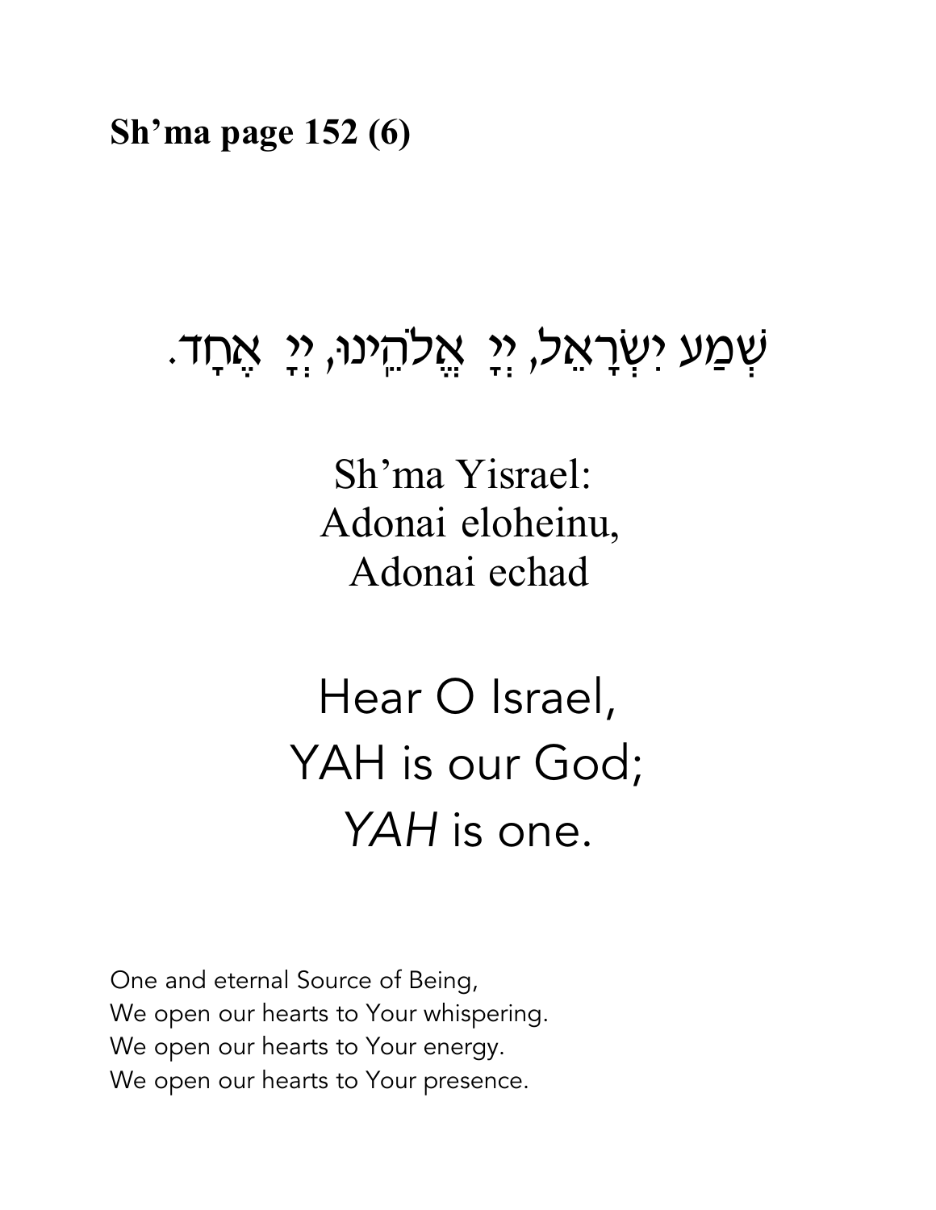**Sh'ma page 152 (6)**

שְׁמַע יִשְׂרָאֵל, יְיָ אֱלֹהֵינוּ, יְיָ אֶחָד.

Sh'ma Yisrael:
Adonai eloheinu,
Adonai echad

Hear O Israel,
YAH is our God;
*YAH* is one.

One and eternal Source of Being,
We open our hearts to Your whispering.
We open our hearts to Your energy.
We open our hearts to Your presence.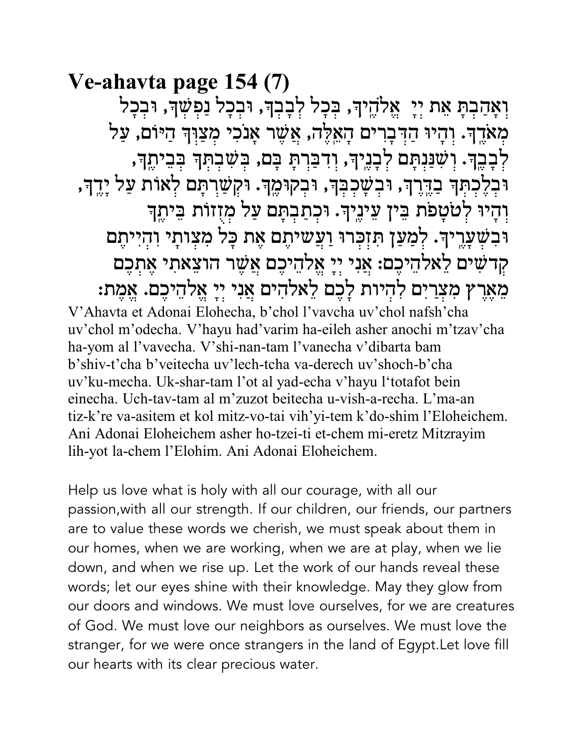# Ve-ahavta page 154 (7)

וְאָהַבְתָּ אֵת יְיָ אֱלֹהֶיךָ, בְּכָל לְבָבְךָ, וּבְכָל נַפְשְׁךָ, וּבְכָל מְאֹדֶךָ. וְהָיוּ הַדְּבָרִים הָאֵלֶּה, אֲשֶׁר אָנֹכִי מְצַוְּךָ הַיּוֹם, עַל לְבָבֶךָ. וְשִׁנַּנְתָּם לְבָנֶיךָ, וְדִבַּרְתָּ בָּם, בְּשִׁבְתְּךָ בְּבֵיתֶךָ, וּבְלֶכְתְּךָ בַדֶּרֶךְ, וּבְשָׁכְבְּךָ, וּבְקוּמֶךָ. וּקְשַׁרְתָּם לְאוֹת עַל יָדֶךָ, וְהָיוּ לְטֹטָפֹת בֵּין עֵינֶיךָ. וּכְתַבְתָּם עַל מְזֻזוֹת בֵּיתֶךָ וּבִשְׁעָרֶיךָ. לְמַעַן תִּזְכְּרוּ וַעֲשִׂיתֶם אֶת כָּל מִצְוֹתָי וִהְיִיתֶם קְדֹשִׁים לֵאלֹהֵיכֶם: אֲנִי יְיָ אֱלֹהֵיכֶם אֲשֶׁר הוֹצֵאתִי אֶתְכֶם מֵאֶרֶץ מִצְרַיִם לִהְיוֹת לָכֶם לֵאלֹהִים אֲנִי יְיָ אֱלֹהֵיכֶם. אֱמֶת:

V'Ahavta et Adonai Elohecha, b'chol l'vavcha uv'chol nafsh'cha uv'chol m'odecha. V'hayu had'varim ha-eileh asher anochi m'tzav'cha ha-yom al l'vavecha. V'shi-nan-tam l'vanecha v'dibarta bam b'shiv-t'cha b'veitecha uv'lech-tcha va-derech uv'shoch-b'cha uv'ku-mecha. Uk-shar-tam l'ot al yad-echa v'hayu l'totafot bein einecha. Uch-tav-tam al m'zuzot beitecha u-vish-a-recha. L'ma-an tiz-k're va-asitem et kol mitz-vo-tai vih'yi-tem k'do-shim l'Eloheichem. Ani Adonai Eloheichem asher ho-tzei-ti et-chem mi-eretz Mitzrayim lih-yot la-chem l'Elohim. Ani Adonai Eloheichem.

Help us love what is holy with all our courage, with all our passion,with all our strength. If our children, our friends, our partners are to value these words we cherish, we must speak about them in our homes, when we are working, when we are at play, when we lie down, and when we rise up. Let the work of our hands reveal these words; let our eyes shine with their knowledge. May they glow from our doors and windows. We must love ourselves, for we are creatures of God. We must love our neighbors as ourselves. We must love the stranger, for we were once strangers in the land of Egypt.Let love fill our hearts with its clear precious water.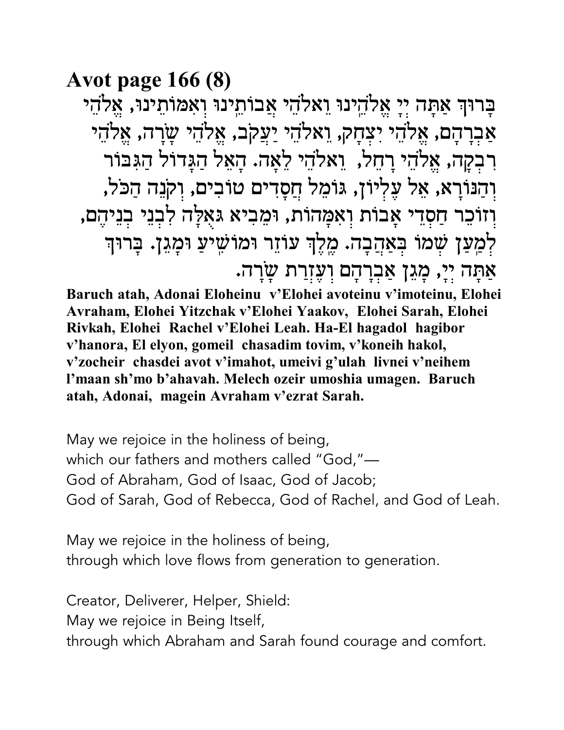# Avot page 166 (8)

בָּרוּךְ אַתָּה יְיָ אֱלֹהֵינוּ וֵאלֹהֵי אֲבוֹתֵינוּ וְאִמּוֹתֵינוּ, אֱלֹהֵי אַבְרָהָם, אֱלֹהֵי יִצְחָק, וֵאלֹהֵי יַעֲקֹב, אֱלֹהֵי שָׂרָה, אֱלֹהֵי רִבְקָה, אֱלֹהֵי רָחֵל, וֵאלֹהֵי לֵאָה. הָאֵל הַגָּדוֹל הַגִּבּוֹר וְהַנּוֹרָא, אֵל עֶלְיוֹן, גּוֹמֵל חֲסָדִים טוֹבִים, וְקֹנֵה הַכֹּל, וְזוֹכֵר חַסְדֵי אָבוֹת וְאִמָּהוֹת, וּמֵבִיא גְּאֻלָּה לִבְנֵי בְנֵיהֶם, לְמַעַן שְׁמוֹ בְּאַהֲבָה. מֶלֶךְ עוֹזֵר וּמוֹשִׁיעַ וּמָגֵן. בָּרוּךְ אַתָּה יְיָ, מָגֵן אַבְרָהָם וְעֶזְרַת שָׂרָה.

**Baruch atah, Adonai Eloheinu v'Elohei avoteinu v'imoteinu, Elohei Avraham, Elohei Yitzchak v'Elohei Yaakov, Elohei Sarah, Elohei Rivkah, Elohei Rachel v'Elohei Leah. Ha-El hagadol hagibor v'hanora, El elyon, gomeil chasadim tovim, v'koneih hakol, v'zocheir chasdei avot v'imahot, umeivi g'ulah livnei v'neihem l'maan sh'mo b'ahavah. Melech ozeir umoshia umagen. Baruch atah, Adonai, magein Avraham v'ezrat Sarah.**

May we rejoice in the holiness of being,
which our fathers and mothers called "God,"—
God of Abraham, God of Isaac, God of Jacob;
God of Sarah, God of Rebecca, God of Rachel, and God of Leah.

May we rejoice in the holiness of being,
through which love flows from generation to generation.

Creator, Deliverer, Helper, Shield:
May we rejoice in Being Itself,
through which Abraham and Sarah found courage and comfort.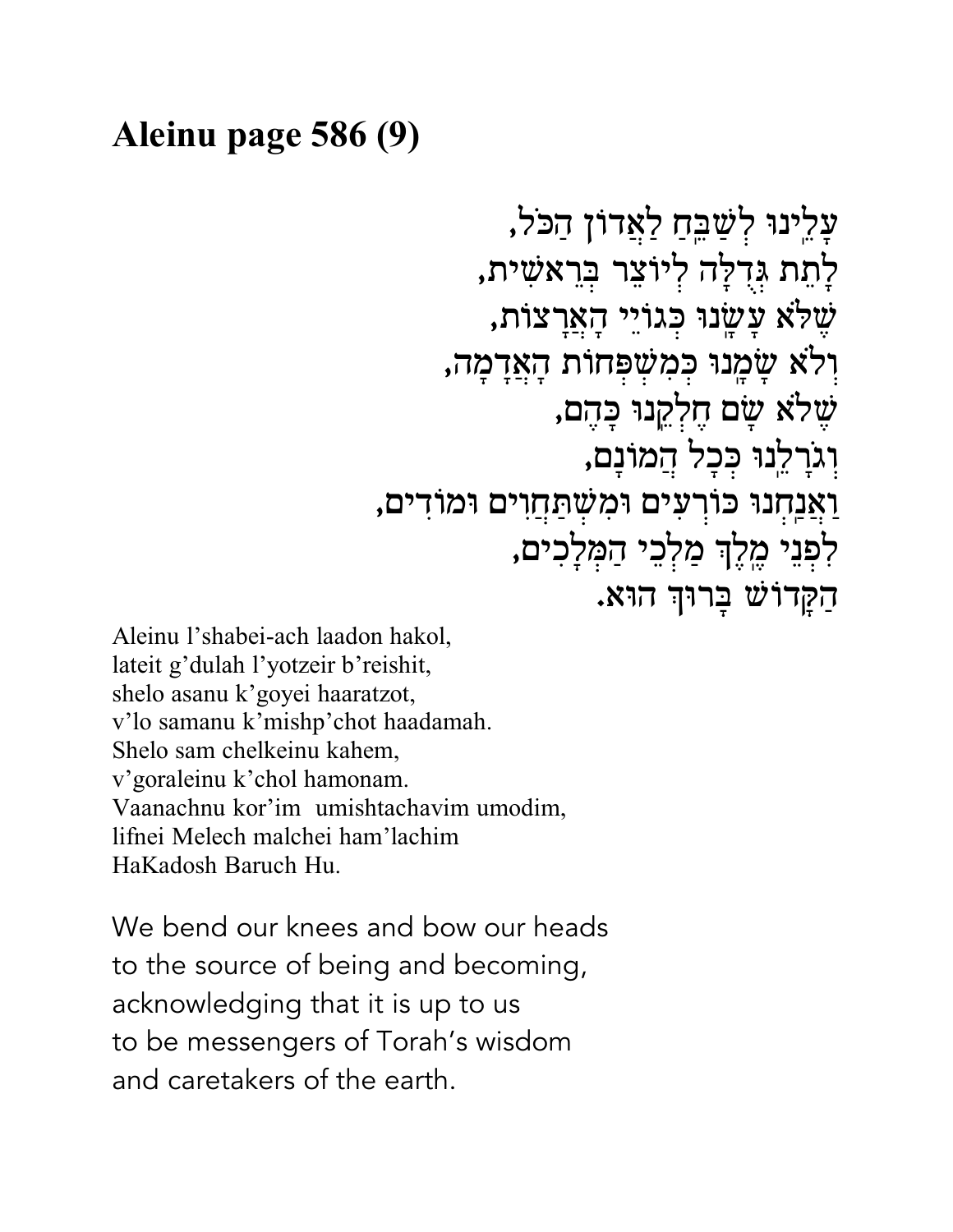## Aleinu page 586 (9)

עָלֵינוּ לְשַׁבֵּחַ לַאֲדוֹן הַכֹּל,
לָתֵת גְּדֻלָּה לְיוֹצֵר בְּרֵאשִׁית,
שֶׁלֹּא עָשָׂנוּ כְּגוֹיֵי הָאֲרָצוֹת,
וְלֹא שָׂמָנוּ כְּמִשְׁפְּחוֹת הָאֲדָמָה,
שֶׁלֹּא שָׂם חֶלְקֵנוּ כָּהֶם,
וְגֹרָלֵנוּ כְּכָל הֲמוֹנָם,
וַאֲנַחְנוּ כּוֹרְעִים וּמִשְׁתַּחֲוִים וּמוֹדִים,
לִפְנֵי מֶלֶךְ מַלְכֵי הַמְּלָכִים,
הַקָּדוֹשׁ בָּרוּךְ הוּא.

Aleinu l'shabei-ach laadon hakol,
lateit g'dulah l'yotzeir b'reishit,
shelo asanu k'goyei haaratzot,
v'lo samanu k'mishp'chot haadamah.
Shelo sam chelkeinu kahem,
v'goraleinu k'chol hamonam.
Vaanachnu kor'im umishtachavim umodim,
lifnei Melech malchei ham'lachim
HaKadosh Baruch Hu.

We bend our knees and bow our heads
to the source of being and becoming,
acknowledging that it is up to us
to be messengers of Torah's wisdom
and caretakers of the earth.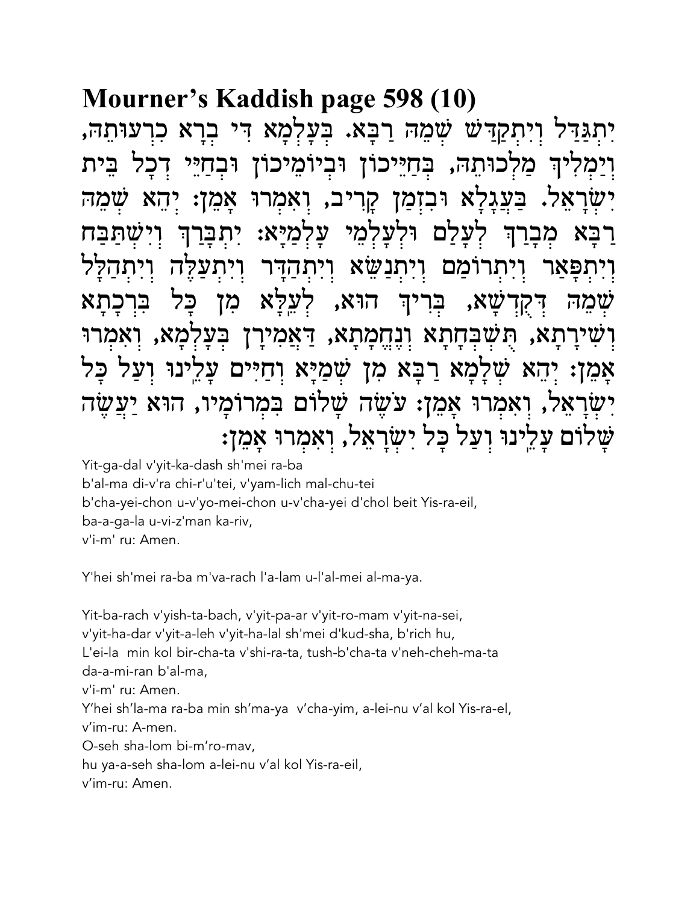# Mourner's Kaddish page 598 (10)

יִתְגַּדַּל וְיִתְקַדַּשׁ שְׁמֵהּ רַבָּא. בְּעָלְמָא דִּי בְרָא כִרְעוּתֵהּ, וְיַמְלִיךְ מַלְכוּתֵהּ, בְּחַיֵּיכוֹן וּבְיוֹמֵיכוֹן וּבְחַיֵּי דְכָל בֵּית יִשְׂרָאֵל. בַּעֲגָלָא וּבִזְמַן קָרִיב, וְאִמְרוּ אָמֵן: יְהֵא שְׁמֵהּ רַבָּא מְבָרַךְ לְעָלַם וּלְעָלְמֵי עָלְמַיָּא: יִתְבָּרַךְ וְיִשְׁתַּבַּח וְיִתְפָּאַר וְיִתְרוֹמַם וְיִתְנַשֵּׂא וְיִתְהַדָּר וְיִתְעַלֶּה וְיִתְהַלָּל שְׁמֵהּ דְּקֻדְשָׁא, בְּרִיךְ הוּא, לְעֵלָּא מִן כָּל בִּרְכָתָא וְשִׁירָתָא, תֻּשְׁבְּחָתָא וְנֶחֱמָתָא, דַּאֲמִירָן בְּעָלְמָא, וְאִמְרוּ אָמֵן: יְהֵא שְׁלָמָא רַבָּא מִן שְׁמַיָּא וְחַיִּים עָלֵינוּ וְעַל כָּל יִשְׂרָאֵל, וְאִמְרוּ אָמֵן: עֹשֶׂה שָׁלוֹם בִּמְרוֹמָיו, הוּא יַעֲשֶׂה שָׁלוֹם עָלֵינוּ וְעַל כָּל יִשְׂרָאֵל, וְאִמְרוּ אָמֵן:

Yit-ga-dal v'yit-ka-dash sh'mei ra-ba
b'al-ma di-v'ra chi-r'u'tei, v'yam-lich mal-chu-tei
b'cha-yei-chon u-v'yo-mei-chon u-v'cha-yei d'chol beit Yis-ra-eil,
ba-a-ga-la u-vi-z'man ka-riv,
v'i-m' ru: Amen.

Y'hei sh'mei ra-ba m'va-rach l'a-lam u-l'al-mei al-ma-ya.

Yit-ba-rach v'yish-ta-bach, v'yit-pa-ar v'yit-ro-mam v'yit-na-sei,
v'yit-ha-dar v'yit-a-leh v'yit-ha-lal sh'mei d'kud-sha, b'rich hu,
L'ei-la min kol bir-cha-ta v'shi-ra-ta, tush-b'cha-ta v'neh-cheh-ma-ta
da-a-mi-ran b'al-ma,
v'i-m' ru: Amen.
Y'hei sh'la-ma ra-ba min sh'ma-ya v'cha-yim, a-lei-nu v'al kol Yis-ra-el,
v'im-ru: A-men.
O-seh sha-lom bi-m'ro-mav,
hu ya-a-seh sha-lom a-lei-nu v'al kol Yis-ra-eil,
v'im-ru: Amen.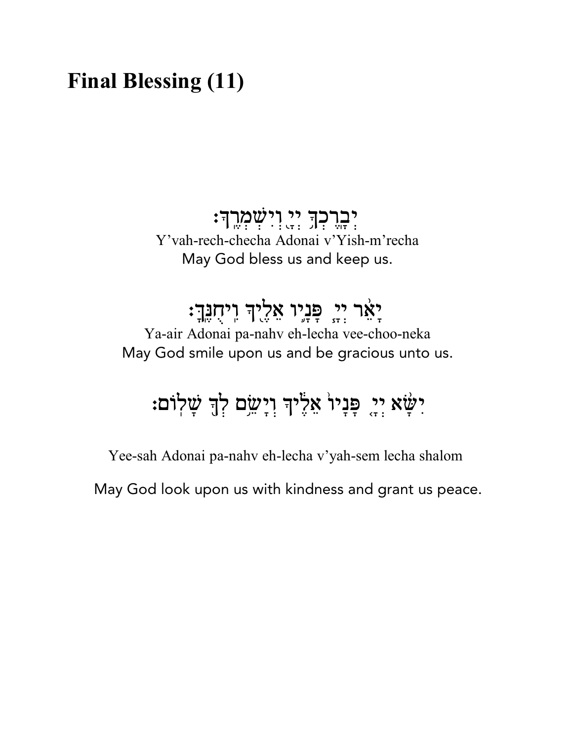# Final Blessing (11)

יְבָרֶכְךָ יְיָ וְיִשְׁמְרֶךָ׃

Y'vah-rech-checha Adonai v'Yish-m'recha

May God bless us and keep us.

יָאֵר יְיָ פָּנָיו אֵלֶיךָ וִיחֻנֶּךָּ׃

Ya-air Adonai pa-nahv eh-lecha vee-choo-neka

May God smile upon us and be gracious unto us.

יִשָּׂא יְיָ פָּנָיו אֵלֶיךָ וְיָשֵׂם לְךָ שָׁלוֹם׃

Yee-sah Adonai pa-nahv eh-lecha v'yah-sem lecha shalom

May God look upon us with kindness and grant us peace.